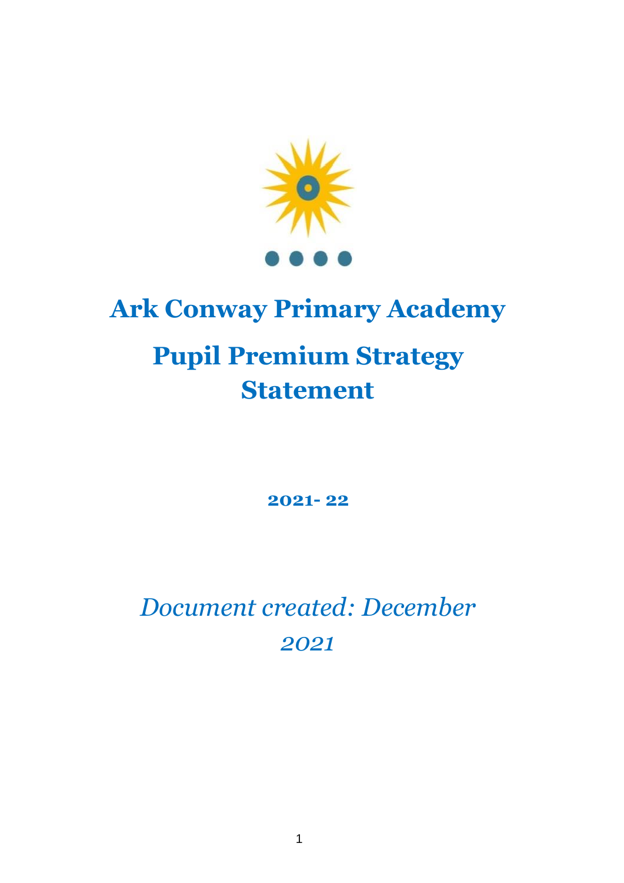# Ark Conway Primary Academy

# Pupil Premium Strategy Statement

**2021- 22**

*Document created: December 2021*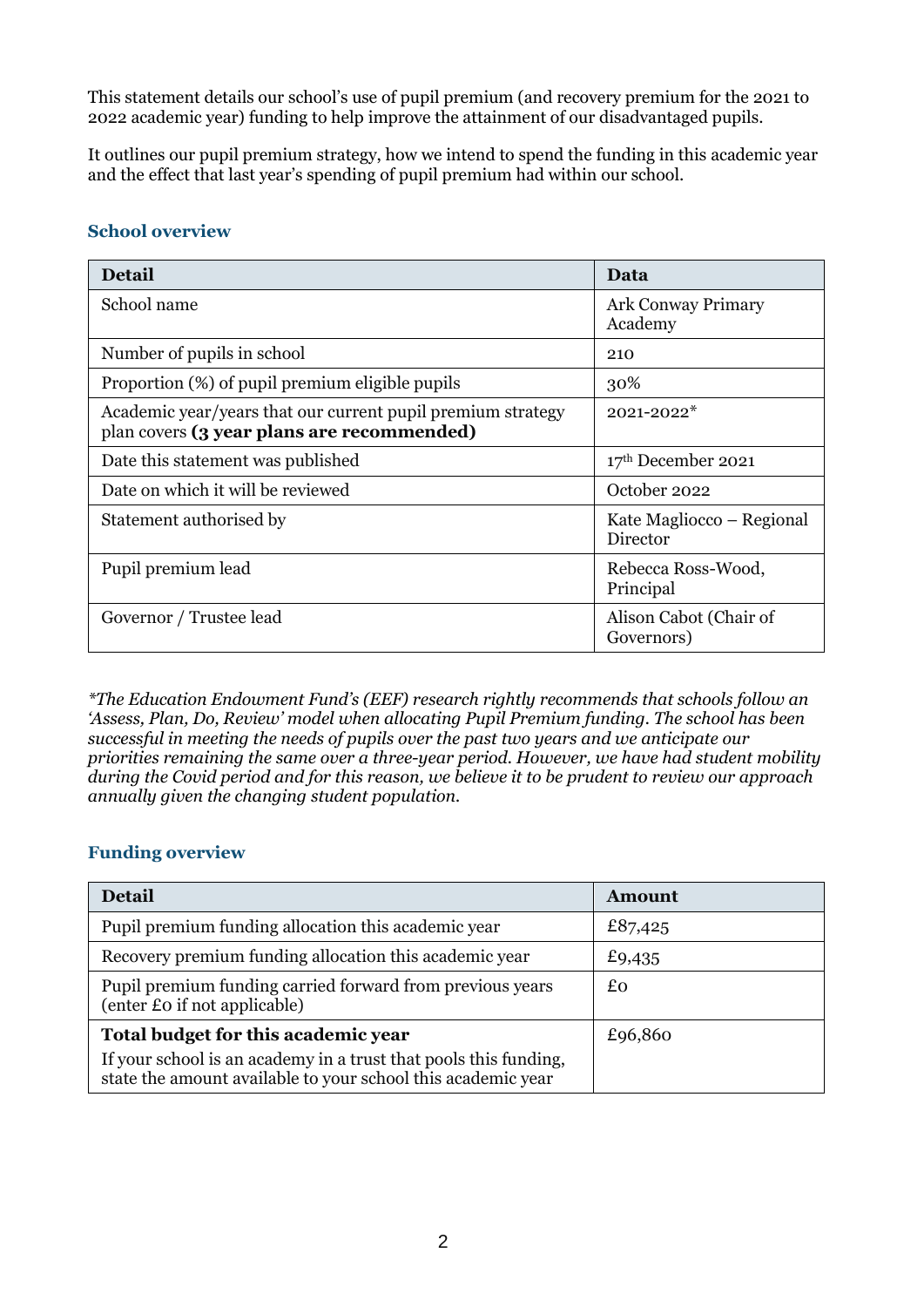This statement details our school's use of pupil premium (and recovery premium for the 2021 to 2022 academic year) funding to help improve the attainment of our disadvantaged pupils.

It outlines our pupil premium strategy, how we intend to spend the funding in this academic year and the effect that last year's spending of pupil premium had within our school.

## School overview

| Detail | Data |
|---|---|
| School name | Ark Conway Primary Academy |
| Number of pupils in school | 210 |
| Proportion (%) of pupil premium eligible pupils | 30% |
| Academic year/years that our current pupil premium strategy plan covers **(3 year plans are recommended)** | 2021-2022* |
| Date this statement was published | 17th December 2021 |
| Date on which it will be reviewed | October 2022 |
| Statement authorised by | Kate Magliocco – Regional Director |
| Pupil premium lead | Rebecca Ross-Wood, Principal |
| Governor / Trustee lead | Alison Cabot (Chair of Governors) |

*\*The Education Endowment Fund's (EEF) research rightly recommends that schools follow an 'Assess, Plan, Do, Review' model when allocating Pupil Premium funding. The school has been successful in meeting the needs of pupils over the past two years and we anticipate our priorities remaining the same over a three-year period. However, we have had student mobility during the Covid period and for this reason, we believe it to be prudent to review our approach annually given the changing student population.*

## Funding overview

| Detail | Amount |
|---|---|
| Pupil premium funding allocation this academic year | £87,425 |
| Recovery premium funding allocation this academic year | £9,435 |
| Pupil premium funding carried forward from previous years (enter £0 if not applicable) | £0 |
| **Total budget for this academic year**<br>If your school is an academy in a trust that pools this funding, state the amount available to your school this academic year | £96,860 |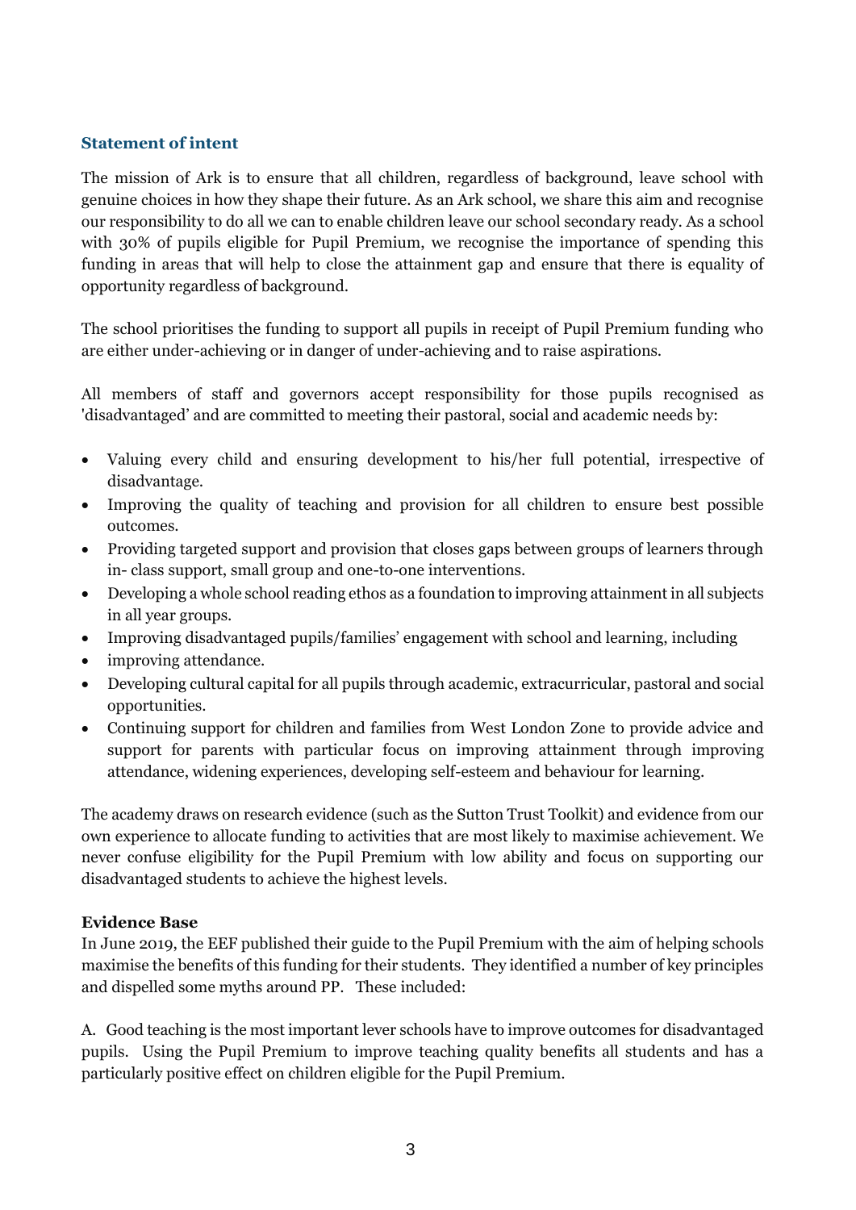## Statement of intent

The mission of Ark is to ensure that all children, regardless of background, leave school with genuine choices in how they shape their future. As an Ark school, we share this aim and recognise our responsibility to do all we can to enable children leave our school secondary ready. As a school with 30% of pupils eligible for Pupil Premium, we recognise the importance of spending this funding in areas that will help to close the attainment gap and ensure that there is equality of opportunity regardless of background.

The school prioritises the funding to support all pupils in receipt of Pupil Premium funding who are either under-achieving or in danger of under-achieving and to raise aspirations.

All members of staff and governors accept responsibility for those pupils recognised as 'disadvantaged' and are committed to meeting their pastoral, social and academic needs by:

- Valuing every child and ensuring development to his/her full potential, irrespective of disadvantage.
- Improving the quality of teaching and provision for all children to ensure best possible outcomes.
- Providing targeted support and provision that closes gaps between groups of learners through in- class support, small group and one-to-one interventions.
- Developing a whole school reading ethos as a foundation to improving attainment in all subjects in all year groups.
- Improving disadvantaged pupils/families' engagement with school and learning, including
- improving attendance.
- Developing cultural capital for all pupils through academic, extracurricular, pastoral and social opportunities.
- Continuing support for children and families from West London Zone to provide advice and support for parents with particular focus on improving attainment through improving attendance, widening experiences, developing self-esteem and behaviour for learning.

The academy draws on research evidence (such as the Sutton Trust Toolkit) and evidence from our own experience to allocate funding to activities that are most likely to maximise achievement. We never confuse eligibility for the Pupil Premium with low ability and focus on supporting our disadvantaged students to achieve the highest levels.

**Evidence Base**

In June 2019, the EEF published their guide to the Pupil Premium with the aim of helping schools maximise the benefits of this funding for their students. They identified a number of key principles and dispelled some myths around PP. These included:

A. Good teaching is the most important lever schools have to improve outcomes for disadvantaged pupils. Using the Pupil Premium to improve teaching quality benefits all students and has a particularly positive effect on children eligible for the Pupil Premium.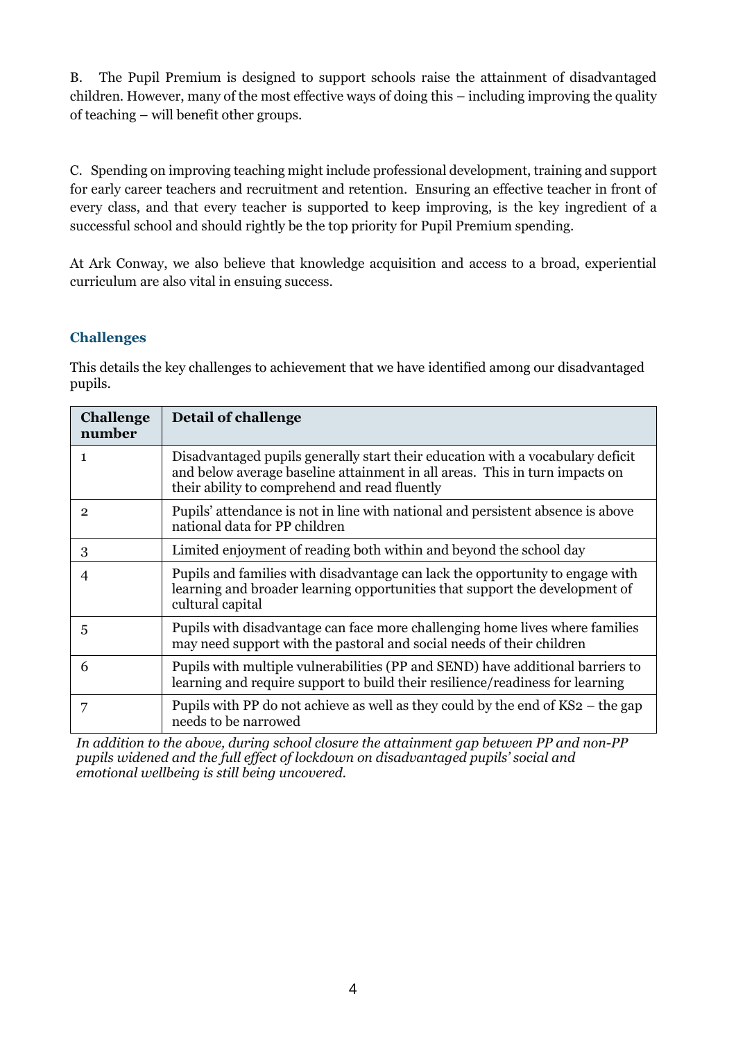B. The Pupil Premium is designed to support schools raise the attainment of disadvantaged children. However, many of the most effective ways of doing this – including improving the quality of teaching – will benefit other groups.

C. Spending on improving teaching might include professional development, training and support for early career teachers and recruitment and retention. Ensuring an effective teacher in front of every class, and that every teacher is supported to keep improving, is the key ingredient of a successful school and should rightly be the top priority for Pupil Premium spending.

At Ark Conway, we also believe that knowledge acquisition and access to a broad, experiential curriculum are also vital in ensuing success.

## Challenges

This details the key challenges to achievement that we have identified among our disadvantaged pupils.

| Challenge number | Detail of challenge |
|---|---|
| 1 | Disadvantaged pupils generally start their education with a vocabulary deficit and below average baseline attainment in all areas. This in turn impacts on their ability to comprehend and read fluently |
| 2 | Pupils' attendance is not in line with national and persistent absence is above national data for PP children |
| 3 | Limited enjoyment of reading both within and beyond the school day |
| 4 | Pupils and families with disadvantage can lack the opportunity to engage with learning and broader learning opportunities that support the development of cultural capital |
| 5 | Pupils with disadvantage can face more challenging home lives where families may need support with the pastoral and social needs of their children |
| 6 | Pupils with multiple vulnerabilities (PP and SEND) have additional barriers to learning and require support to build their resilience/readiness for learning |
| 7 | Pupils with PP do not achieve as well as they could by the end of KS2 – the gap needs to be narrowed |

*In addition to the above, during school closure the attainment gap between PP and non-PP pupils widened and the full effect of lockdown on disadvantaged pupils' social and emotional wellbeing is still being uncovered.*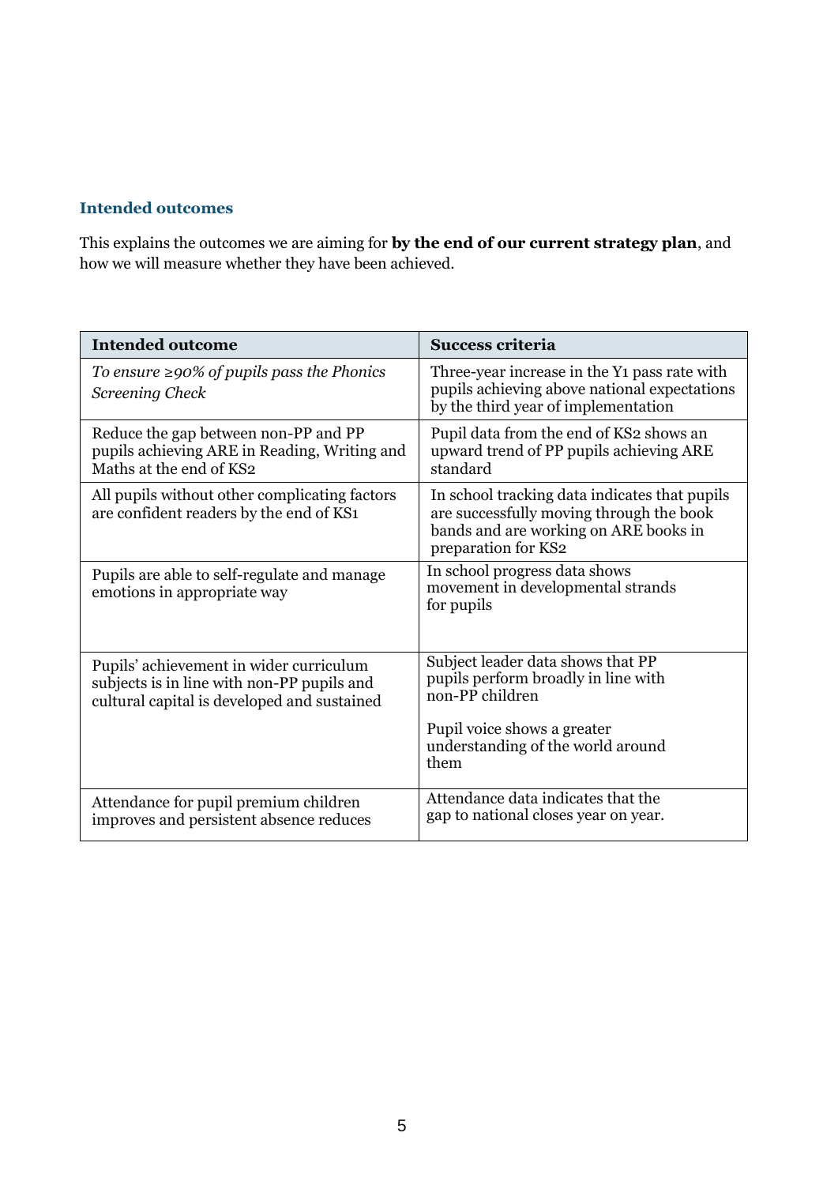### Intended outcomes

This explains the outcomes we are aiming for **by the end of our current strategy plan**, and how we will measure whether they have been achieved.

| Intended outcome | Success criteria |
|---|---|
| *To ensure ≥90% of pupils pass the Phonics Screening Check* | Three-year increase in the Y1 pass rate with pupils achieving above national expectations by the third year of implementation |
| Reduce the gap between non-PP and PP pupils achieving ARE in Reading, Writing and Maths at the end of KS2 | Pupil data from the end of KS2 shows an upward trend of PP pupils achieving ARE standard |
| All pupils without other complicating factors are confident readers by the end of KS1 | In school tracking data indicates that pupils are successfully moving through the book bands and are working on ARE books in preparation for KS2 |
| Pupils are able to self-regulate and manage emotions in appropriate way | In school progress data shows movement in developmental strands for pupils |
| Pupils' achievement in wider curriculum subjects is in line with non-PP pupils and cultural capital is developed and sustained | Subject leader data shows that PP pupils perform broadly in line with non-PP children<br><br>Pupil voice shows a greater understanding of the world around them |
| Attendance for pupil premium children improves and persistent absence reduces | Attendance data indicates that the gap to national closes year on year. |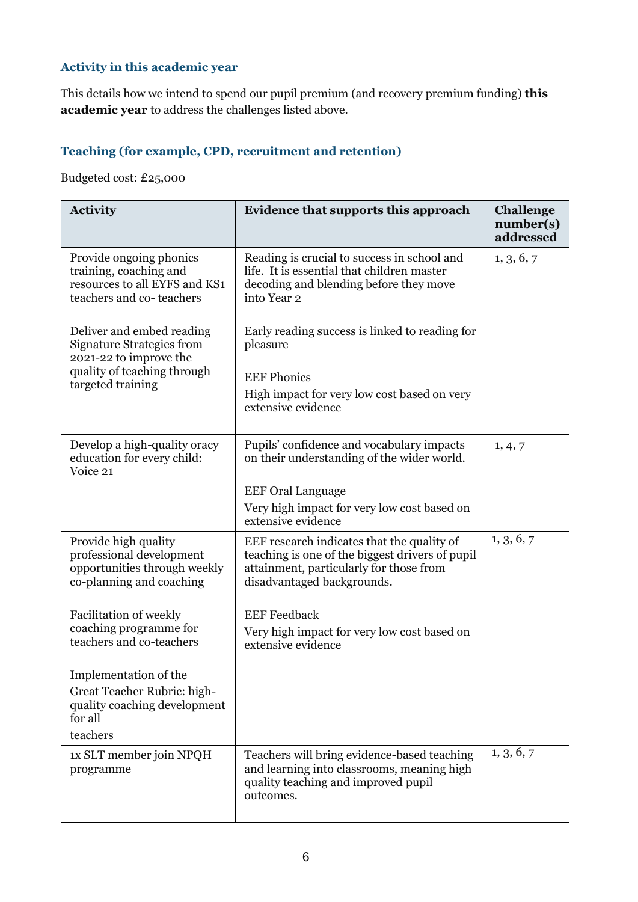### Activity in this academic year

This details how we intend to spend our pupil premium (and recovery premium funding) **this academic year** to address the challenges listed above.

### Teaching (for example, CPD, recruitment and retention)

Budgeted cost: £25,000

| Activity | Evidence that supports this approach | Challenge number(s) addressed |
|---|---|---|
| Provide ongoing phonics training, coaching and resources to all EYFS and KS1 teachers and co- teachers<br><br>Deliver and embed reading Signature Strategies from 2021-22 to improve the quality of teaching through targeted training | Reading is crucial to success in school and life. It is essential that children master decoding and blending before they move into Year 2<br><br>Early reading success is linked to reading for pleasure<br><br>EEF Phonics<br>High impact for very low cost based on very extensive evidence | 1, 3, 6, 7 |
| Develop a high-quality oracy education for every child: Voice 21 | Pupils' confidence and vocabulary impacts on their understanding of the wider world.<br><br>EEF Oral Language<br>Very high impact for very low cost based on extensive evidence | 1, 4, 7 |
| Provide high quality professional development opportunities through weekly co-planning and coaching<br><br>Facilitation of weekly coaching programme for teachers and co-teachers<br><br>Implementation of the Great Teacher Rubric: high-quality coaching development for all teachers | EEF research indicates that the quality of teaching is one of the biggest drivers of pupil attainment, particularly for those from disadvantaged backgrounds.<br><br>EEF Feedback<br>Very high impact for very low cost based on extensive evidence | 1, 3, 6, 7 |
| 1x SLT member join NPQH programme | Teachers will bring evidence-based teaching and learning into classrooms, meaning high quality teaching and improved pupil outcomes. | 1, 3, 6, 7 |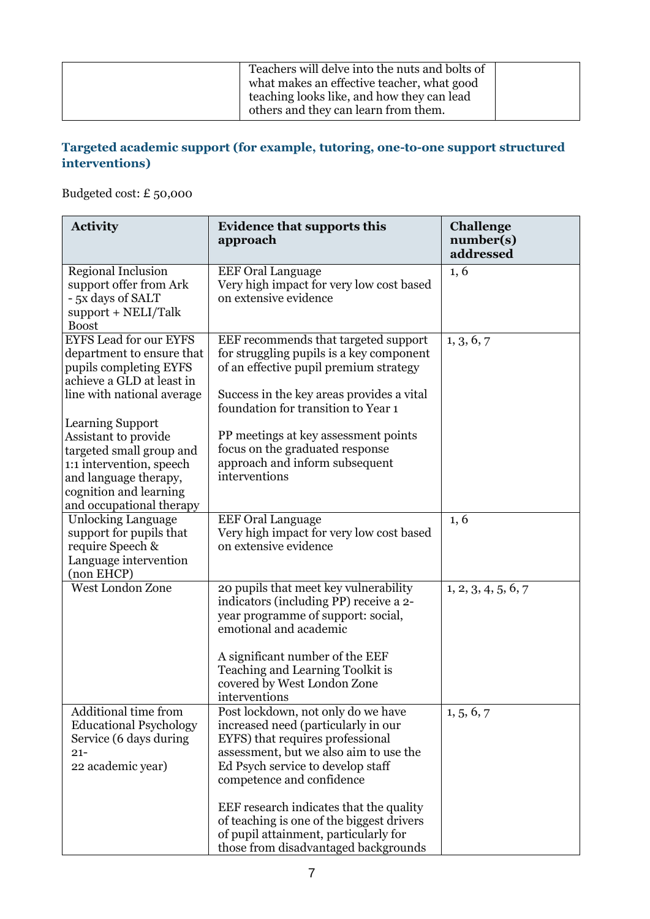| | Teachers will delve into the nuts and bolts of what makes an effective teacher, what good teaching looks like, and how they can lead others and they can learn from them. | |
|---|---|---|

### Targeted academic support (for example, tutoring, one-to-one support structured interventions)

Budgeted cost: £ 50,000

| Activity | Evidence that supports this approach | Challenge number(s) addressed |
|---|---|---|
| Regional Inclusion support offer from Ark - 5x days of SALT support + NELI/Talk Boost | EEF Oral Language<br>Very high impact for very low cost based on extensive evidence | 1, 6 |
| EYFS Lead for our EYFS department to ensure that pupils completing EYFS achieve a GLD at least in line with national average<br><br>Learning Support Assistant to provide targeted small group and 1:1 intervention, speech and language therapy, cognition and learning and occupational therapy | EEF recommends that targeted support for struggling pupils is a key component of an effective pupil premium strategy<br><br>Success in the key areas provides a vital foundation for transition to Year 1<br><br>PP meetings at key assessment points focus on the graduated response approach and inform subsequent interventions | 1, 3, 6, 7 |
| Unlocking Language support for pupils that require Speech & Language intervention (non EHCP) | EEF Oral Language<br>Very high impact for very low cost based on extensive evidence | 1, 6 |
| West London Zone | 20 pupils that meet key vulnerability indicators (including PP) receive a 2-year programme of support: social, emotional and academic<br><br>A significant number of the EEF Teaching and Learning Toolkit is covered by West London Zone interventions | 1, 2, 3, 4, 5, 6, 7 |
| Additional time from Educational Psychology Service (6 days during 21-<br>22 academic year) | Post lockdown, not only do we have increased need (particularly in our EYFS) that requires professional assessment, but we also aim to use the Ed Psych service to develop staff competence and confidence<br><br>EEF research indicates that the quality of teaching is one of the biggest drivers of pupil attainment, particularly for those from disadvantaged backgrounds | 1, 5, 6, 7 |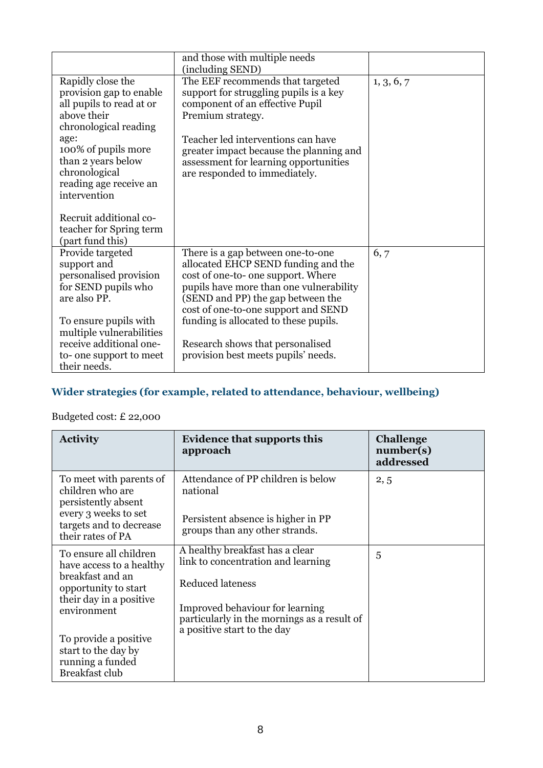| | | |
|---|---|---|
| | and those with multiple needs (including SEND) | |
| Rapidly close the provision gap to enable all pupils to read at or above their chronological reading age:<br>100% of pupils more than 2 years below chronological reading age receive an intervention<br><br>Recruit additional co-teacher for Spring term (part fund this) | The EEF recommends that targeted support for struggling pupils is a key component of an effective Pupil Premium strategy.<br><br>Teacher led interventions can have greater impact because the planning and assessment for learning opportunities are responded to immediately. | 1, 3, 6, 7 |
| Provide targeted support and personalised provision for SEND pupils who are also PP.<br><br>To ensure pupils with multiple vulnerabilities receive additional one-to- one support to meet their needs. | There is a gap between one-to-one allocated EHCP SEND funding and the cost of one-to- one support. Where pupils have more than one vulnerability (SEND and PP) the gap between the cost of one-to-one support and SEND funding is allocated to these pupils.<br><br>Research shows that personalised provision best meets pupils' needs. | 6, 7 |

### Wider strategies (for example, related to attendance, behaviour, wellbeing)

Budgeted cost: £ 22,000

| Activity | Evidence that supports this approach | Challenge number(s) addressed |
|---|---|---|
| To meet with parents of children who are persistently absent every 3 weeks to set targets and to decrease their rates of PA | Attendance of PP children is below national<br><br>Persistent absence is higher in PP groups than any other strands. | 2, 5 |
| To ensure all children have access to a healthy breakfast and an opportunity to start their day in a positive environment<br><br>To provide a positive start to the day by running a funded Breakfast club | A healthy breakfast has a clear link to concentration and learning<br><br>Reduced lateness<br><br>Improved behaviour for learning particularly in the mornings as a result of a positive start to the day | 5 |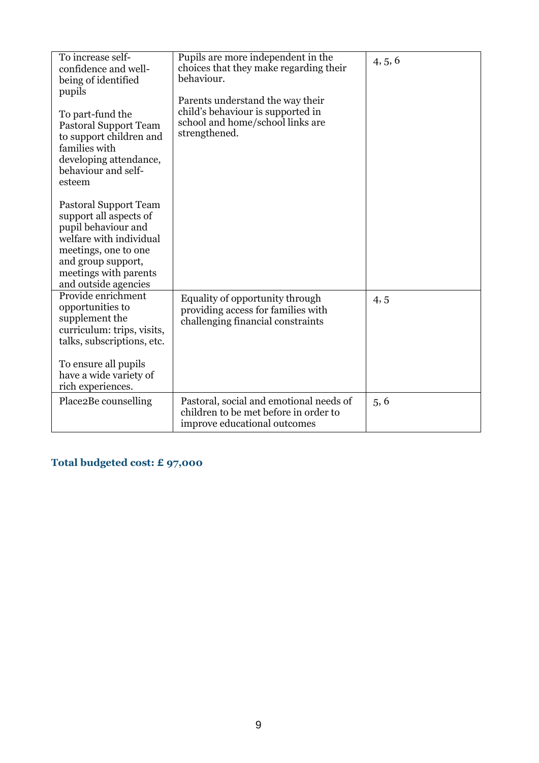| | | |
|---|---|---|
| To increase self-confidence and well-being of identified pupils<br><br>To part-fund the Pastoral Support Team to support children and families with developing attendance, behaviour and self-esteem<br><br>Pastoral Support Team support all aspects of pupil behaviour and welfare with individual meetings, one to one and group support, meetings with parents and outside agencies | Pupils are more independent in the choices that they make regarding their behaviour.<br><br>Parents understand the way their child's behaviour is supported in school and home/school links are strengthened. | 4, 5, 6 |
| Provide enrichment opportunities to supplement the curriculum: trips, visits, talks, subscriptions, etc.<br><br>To ensure all pupils have a wide variety of rich experiences. | Equality of opportunity through providing access for families with challenging financial constraints | 4, 5 |
| Place2Be counselling | Pastoral, social and emotional needs of children to be met before in order to improve educational outcomes | 5, 6 |

**Total budgeted cost: £ 97,000**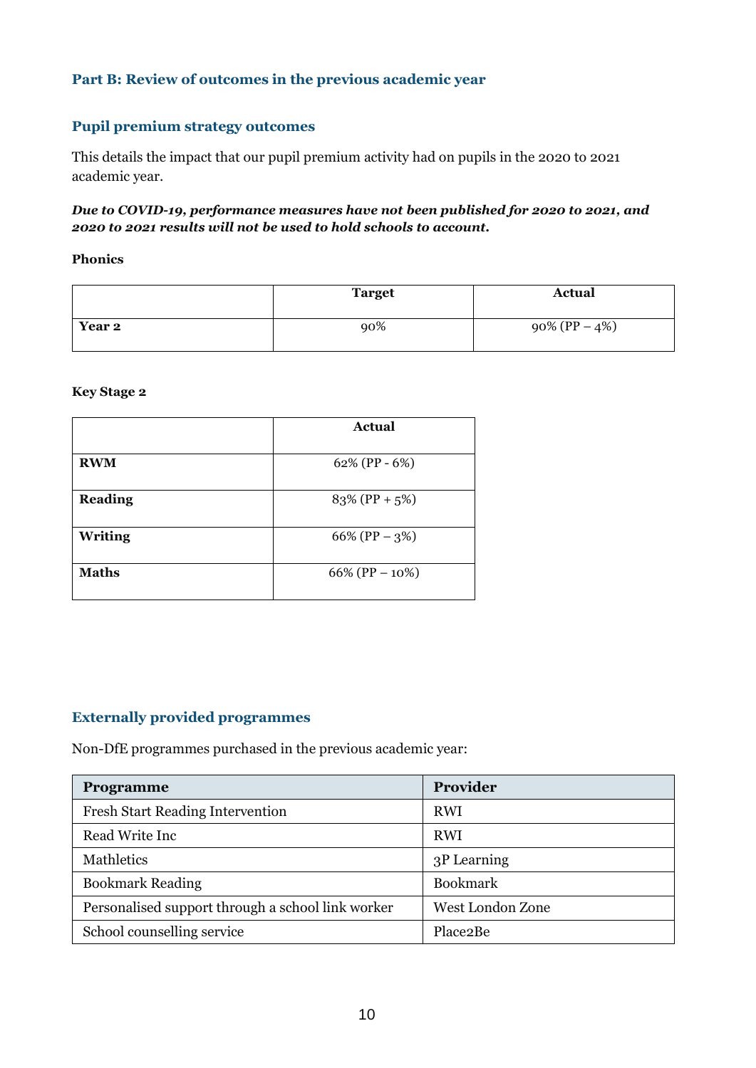## Part B: Review of outcomes in the previous academic year

### Pupil premium strategy outcomes

This details the impact that our pupil premium activity had on pupils in the 2020 to 2021 academic year.

***Due to COVID-19, performance measures have not been published for 2020 to 2021, and 2020 to 2021 results will not be used to hold schools to account.***

**Phonics**

| | Target | Actual |
|---|---|---|
| **Year 2** | 90% | 90% (PP – 4%) |

**Key Stage 2**

| | Actual |
|---|---|
| **RWM** | 62% (PP - 6%) |
| **Reading** | 83% (PP + 5%) |
| **Writing** | 66% (PP – 3%) |
| **Maths** | 66% (PP – 10%) |

### Externally provided programmes

Non-DfE programmes purchased in the previous academic year:

| Programme | Provider |
|---|---|
| Fresh Start Reading Intervention | RWI |
| Read Write Inc | RWI |
| Mathletics | 3P Learning |
| Bookmark Reading | Bookmark |
| Personalised support through a school link worker | West London Zone |
| School counselling service | Place2Be |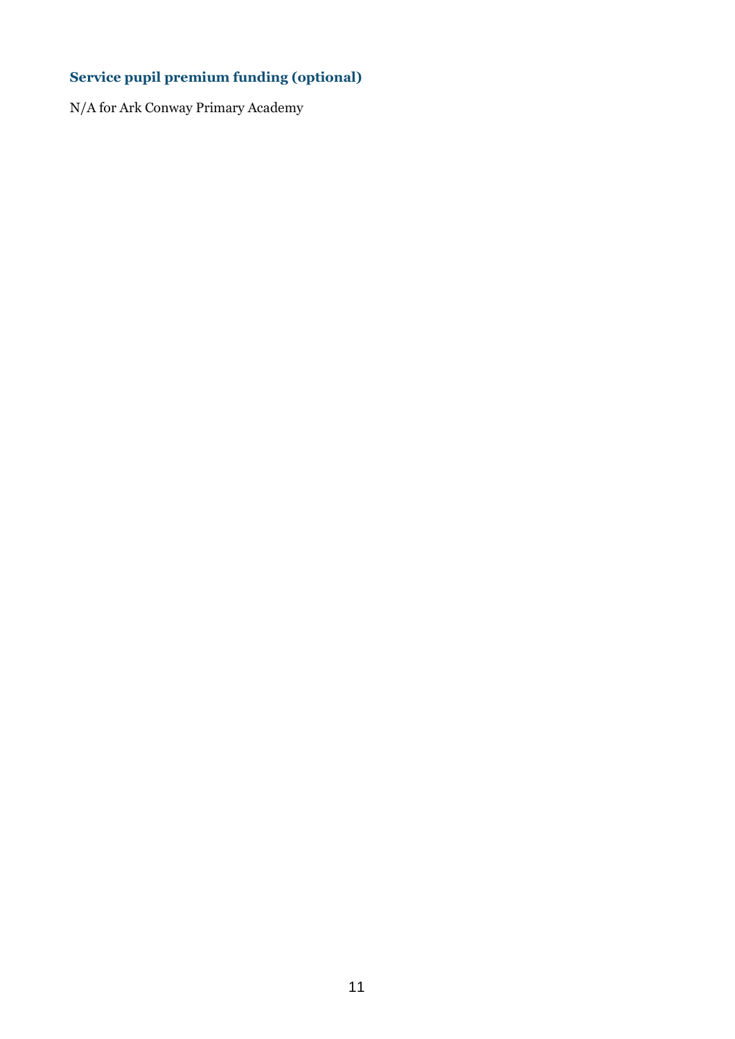### Service pupil premium funding (optional)

N/A for Ark Conway Primary Academy